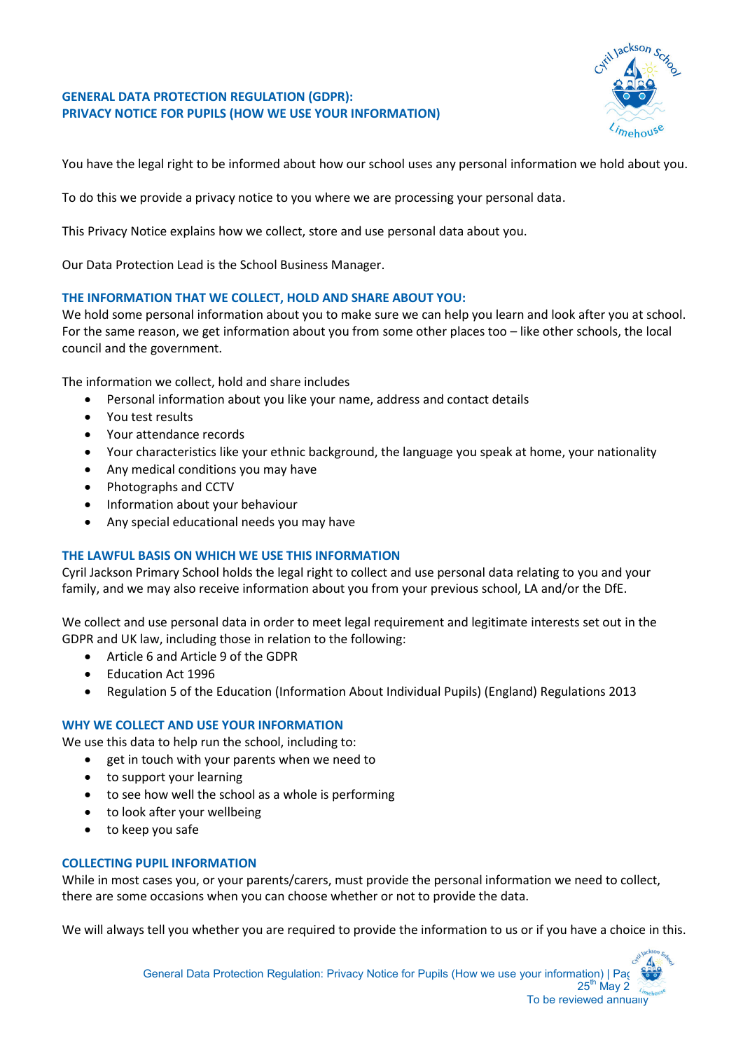## GENERAL DATA PROTECTION REGULATION (GDPR): PRIVACY NOTICE FOR PUPILS (HOW WE USE YOUR INFORMATION)

You have the legal right to be informed about how our school uses any personal information we hold about you.

To do this we provide a privacy notice to you where we are processing your personal data.

This Privacy Notice explains how we collect, store and use personal data about you.

Our Data Protection Lead is the School Business Manager.

### THE INFORMATION THAT WE COLLECT, HOLD AND SHARE ABOUT YOU:

We hold some personal information about you to make sure we can help you learn and look after you at school. For the same reason, we get information about you from some other places too – like other schools, the local council and the government.

The information we collect, hold and share includes

- Personal information about you like your name, address and contact details
- You test results
- Your attendance records
- Your characteristics like your ethnic background, the language you speak at home, your nationality
- Any medical conditions you may have
- Photographs and CCTV
- Information about your behaviour
- Any special educational needs you may have

### THE LAWFUL BASIS ON WHICH WE USE THIS INFORMATION

Cyril Jackson Primary School holds the legal right to collect and use personal data relating to you and your family, and we may also receive information about you from your previous school, LA and/or the DfE.

We collect and use personal data in order to meet legal requirement and legitimate interests set out in the GDPR and UK law, including those in relation to the following:

- Article 6 and Article 9 of the GDPR
- Education Act 1996
- Regulation 5 of the Education (Information About Individual Pupils) (England) Regulations 2013

### WHY WE COLLECT AND USE YOUR INFORMATION

We use this data to help run the school, including to:

- get in touch with your parents when we need to
- to support your learning
- to see how well the school as a whole is performing
- to look after your wellbeing
- to keep you safe

### COLLECTING PUPIL INFORMATION

While in most cases you, or your parents/carers, must provide the personal information we need to collect, there are some occasions when you can choose whether or not to provide the data.

We will always tell you whether you are required to provide the information to us or if you have a choice in this.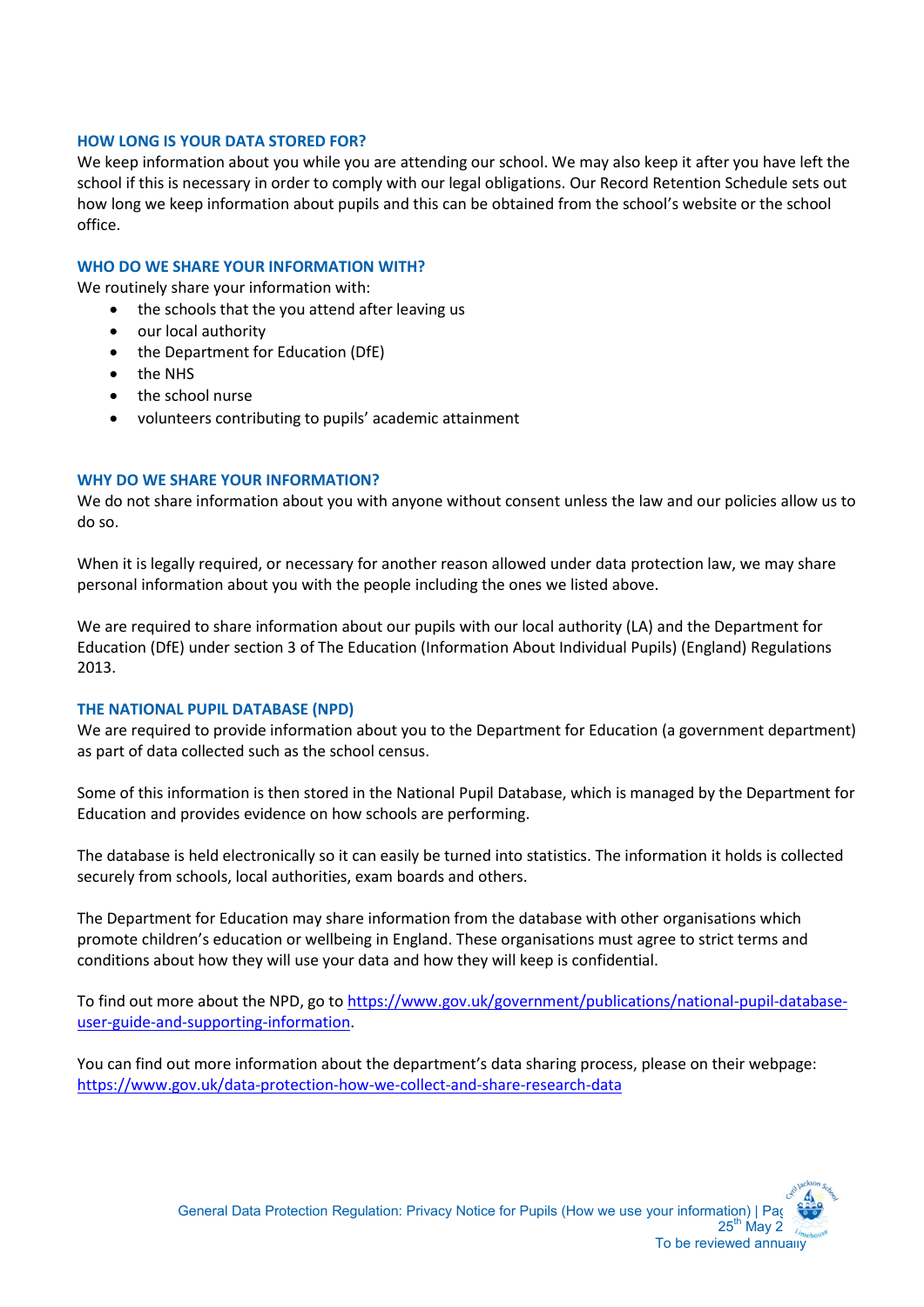## HOW LONG IS YOUR DATA STORED FOR?

We keep information about you while you are attending our school. We may also keep it after you have left the school if this is necessary in order to comply with our legal obligations. Our Record Retention Schedule sets out how long we keep information about pupils and this can be obtained from the school's website or the school office.

## WHO DO WE SHARE YOUR INFORMATION WITH?

We routinely share your information with:

- the schools that the you attend after leaving us
- our local authority
- the Department for Education (DfE)
- the NHS
- the school nurse
- volunteers contributing to pupils' academic attainment

## WHY DO WE SHARE YOUR INFORMATION?

We do not share information about you with anyone without consent unless the law and our policies allow us to do so.

When it is legally required, or necessary for another reason allowed under data protection law, we may share personal information about you with the people including the ones we listed above.

We are required to share information about our pupils with our local authority (LA) and the Department for Education (DfE) under section 3 of The Education (Information About Individual Pupils) (England) Regulations 2013.

## THE NATIONAL PUPIL DATABASE (NPD)

We are required to provide information about you to the Department for Education (a government department) as part of data collected such as the school census.

Some of this information is then stored in the National Pupil Database, which is managed by the Department for Education and provides evidence on how schools are performing.

The database is held electronically so it can easily be turned into statistics. The information it holds is collected securely from schools, local authorities, exam boards and others.

The Department for Education may share information from the database with other organisations which promote children's education or wellbeing in England. These organisations must agree to strict terms and conditions about how they will use your data and how they will keep is confidential.

To find out more about the NPD, go to [https://www.gov.uk/government/publications/national-pupil-database-user-guide-and-supporting-information](https://www.gov.uk/government/publications/national-pupil-database-user-guide-and-supporting-information).

You can find out more information about the department's data sharing process, please on their webpage: [https://www.gov.uk/data-protection-how-we-collect-and-share-research-data](https://www.gov.uk/data-protection-how-we-collect-and-share-research-data)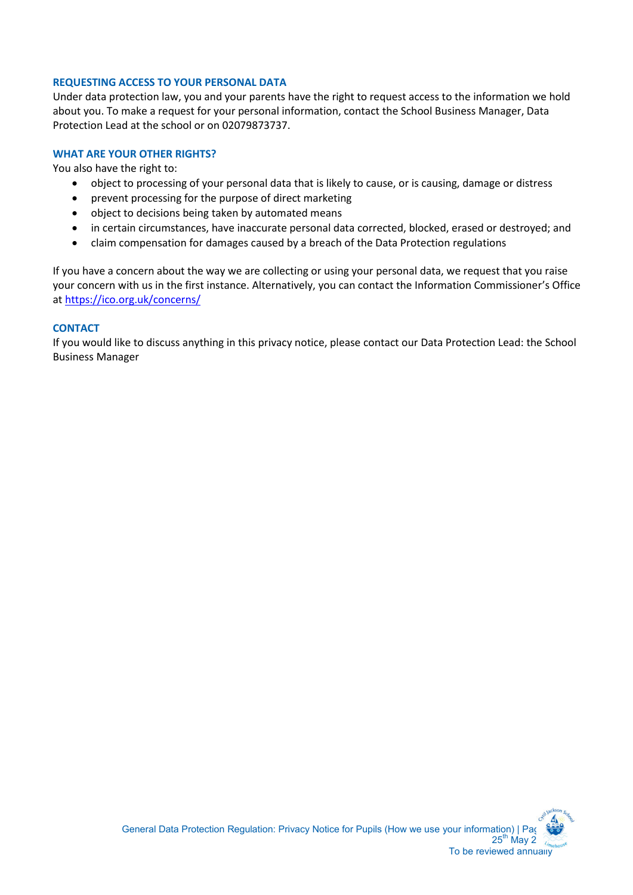### REQUESTING ACCESS TO YOUR PERSONAL DATA

Under data protection law, you and your parents have the right to request access to the information we hold about you. To make a request for your personal information, contact the School Business Manager, Data Protection Lead at the school or on 02079873737.

### WHAT ARE YOUR OTHER RIGHTS?

You also have the right to:

- object to processing of your personal data that is likely to cause, or is causing, damage or distress
- prevent processing for the purpose of direct marketing
- object to decisions being taken by automated means
- in certain circumstances, have inaccurate personal data corrected, blocked, erased or destroyed; and
- claim compensation for damages caused by a breach of the Data Protection regulations

If you have a concern about the way we are collecting or using your personal data, we request that you raise your concern with us in the first instance. Alternatively, you can contact the Information Commissioner's Office at https://ico.org.uk/concerns/

### CONTACT

If you would like to discuss anything in this privacy notice, please contact our Data Protection Lead: the School Business Manager